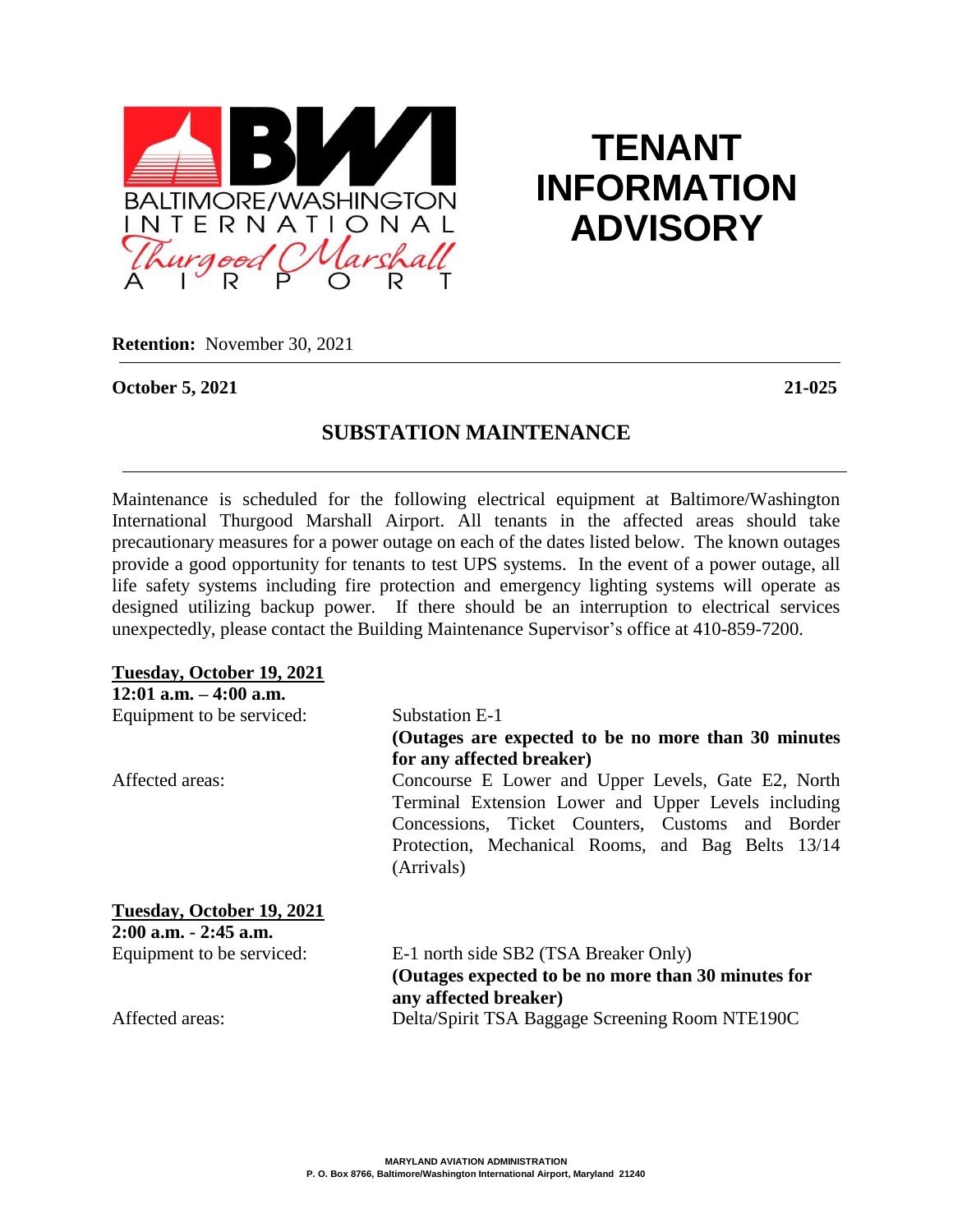BALTIMORE/WASHINGTON INTERNATIONAL Thurgood Marshall AIRPORT

# TENANT INFORMATION ADVISORY

**Retention:** November 30, 2021

**October 5, 2021** **21-025**

## SUBSTATION MAINTENANCE

Maintenance is scheduled for the following electrical equipment at Baltimore/Washington International Thurgood Marshall Airport. All tenants in the affected areas should take precautionary measures for a power outage on each of the dates listed below. The known outages provide a good opportunity for tenants to test UPS systems. In the event of a power outage, all life safety systems including fire protection and emergency lighting systems will operate as designed utilizing backup power. If there should be an interruption to electrical services unexpectedly, please contact the Building Maintenance Supervisor's office at 410-859-7200.

**Tuesday, October 19, 2021**
**12:01 a.m. – 4:00 a.m.**

Equipment to be serviced: Substation E-1
**(Outages are expected to be no more than 30 minutes for any affected breaker)**

Affected areas: Concourse E Lower and Upper Levels, Gate E2, North Terminal Extension Lower and Upper Levels including Concessions, Ticket Counters, Customs and Border Protection, Mechanical Rooms, and Bag Belts 13/14 (Arrivals)

**Tuesday, October 19, 2021**
**2:00 a.m. - 2:45 a.m.**

Equipment to be serviced: E-1 north side SB2 (TSA Breaker Only)
**(Outages expected to be no more than 30 minutes for any affected breaker)**

Affected areas: Delta/Spirit TSA Baggage Screening Room NTE190C

MARYLAND AVIATION ADMINISTRATION
P. O. Box 8766, Baltimore/Washington International Airport, Maryland 21240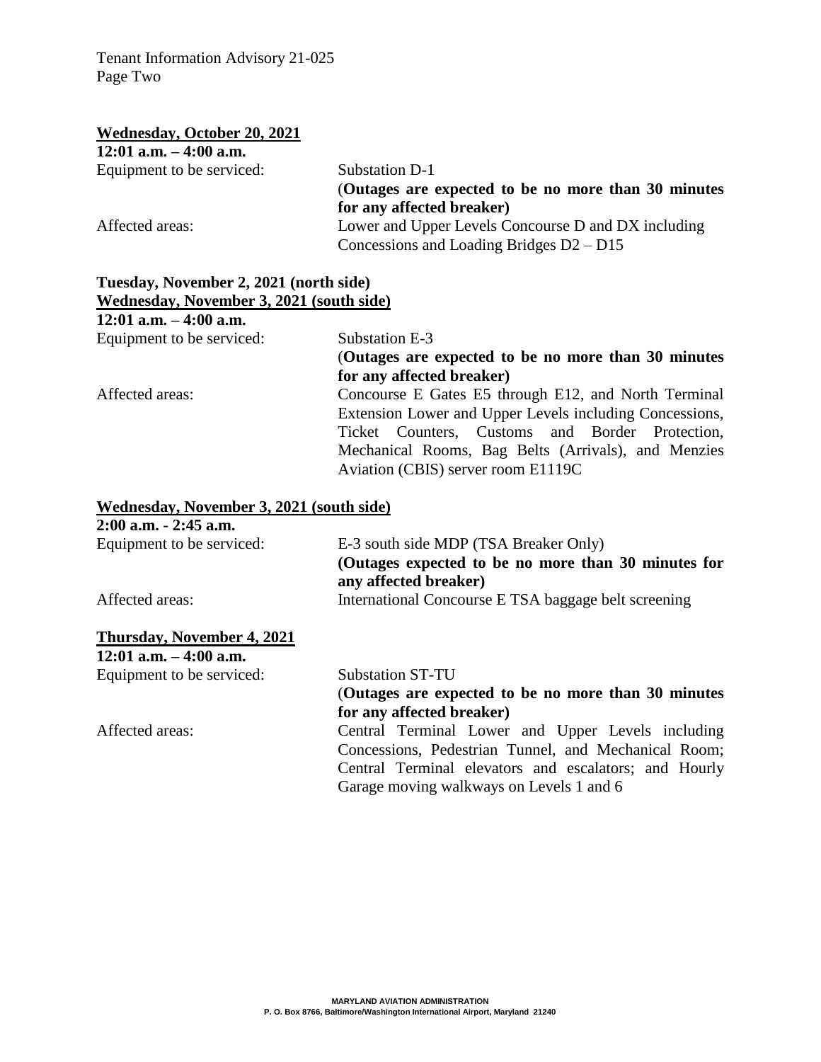**<u>Wednesday, October 20, 2021</u>**
**12:01 a.m. – 4:00 a.m.**

Equipment to be serviced: Substation D-1
(**Outages are expected to be no more than 30 minutes for any affected breaker)**

Affected areas: Lower and Upper Levels Concourse D and DX including Concessions and Loading Bridges D2 – D15

**Tuesday, November 2, 2021 (north side)**
**<u>Wednesday, November 3, 2021 (south side)</u>**
**12:01 a.m. – 4:00 a.m.**

Equipment to be serviced: Substation E-3
(**Outages are expected to be no more than 30 minutes for any affected breaker)**

Affected areas: Concourse E Gates E5 through E12, and North Terminal Extension Lower and Upper Levels including Concessions, Ticket Counters, Customs and Border Protection, Mechanical Rooms, Bag Belts (Arrivals), and Menzies Aviation (CBIS) server room E1119C

**<u>Wednesday, November 3, 2021 (south side)</u>**
**2:00 a.m. - 2:45 a.m.**

Equipment to be serviced: E-3 south side MDP (TSA Breaker Only)
**(Outages expected to be no more than 30 minutes for any affected breaker)**

Affected areas: International Concourse E TSA baggage belt screening

**<u>Thursday, November 4, 2021</u>**
**12:01 a.m. – 4:00 a.m.**

Equipment to be serviced: Substation ST-TU
(**Outages are expected to be no more than 30 minutes for any affected breaker)**

Affected areas: Central Terminal Lower and Upper Levels including Concessions, Pedestrian Tunnel, and Mechanical Room; Central Terminal elevators and escalators; and Hourly Garage moving walkways on Levels 1 and 6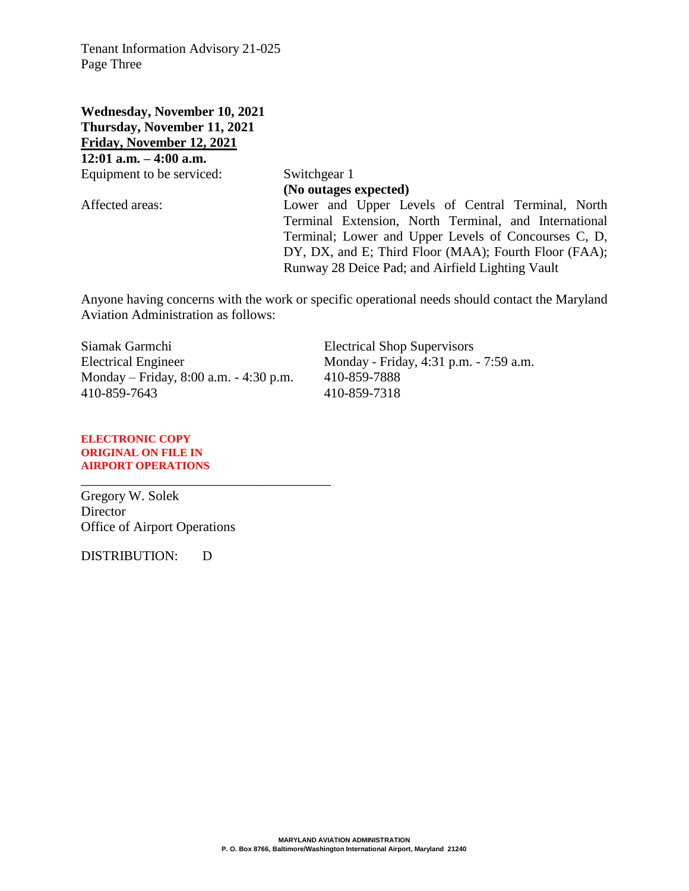**Wednesday, November 10, 2021**
**Thursday, November 11, 2021**
**<u>Friday, November 12, 2021</u>**
**12:01 a.m. – 4:00 a.m.**

| | |
|---|---|
| Equipment to be serviced: | Switchgear 1 **(No outages expected)** |
| Affected areas: | Lower and Upper Levels of Central Terminal, North Terminal Extension, North Terminal, and International Terminal; Lower and Upper Levels of Concourses C, D, DY, DX, and E; Third Floor (MAA); Fourth Floor (FAA); Runway 28 Deice Pad; and Airfield Lighting Vault |

Anyone having concerns with the work or specific operational needs should contact the Maryland Aviation Administration as follows:

| | |
|---|---|
| Siamak Garmchi | Electrical Shop Supervisors |
| Electrical Engineer | Monday - Friday, 4:31 p.m. - 7:59 a.m. |
| Monday – Friday, 8:00 a.m. - 4:30 p.m. | 410-859-7888 |
| 410-859-7643 | 410-859-7318 |

**ELECTRONIC COPY**
**ORIGINAL ON FILE IN**
**AIRPORT OPERATIONS**

_____________________________________

Gregory W. Solek
Director
Office of Airport Operations

DISTRIBUTION: D

MARYLAND AVIATION ADMINISTRATION
P. O. Box 8766, Baltimore/Washington International Airport, Maryland 21240